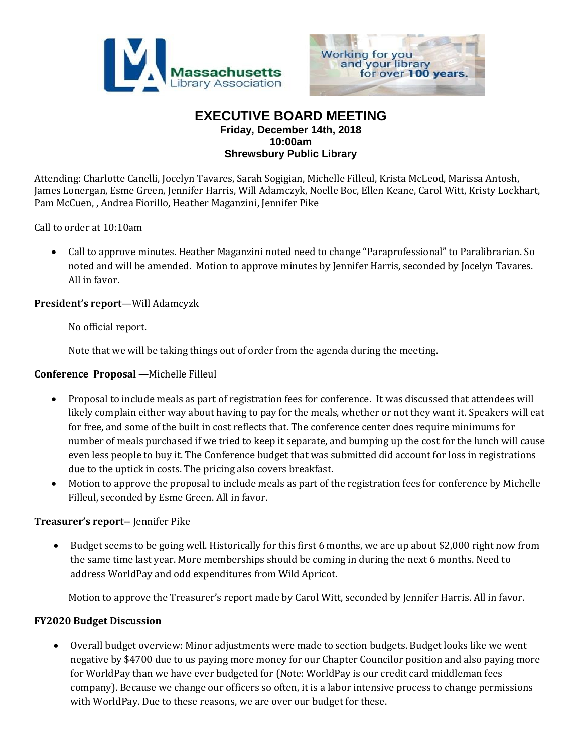# EXECUTIVE BOARD MEETING

**Friday, December 14th, 2018**
**10:00am**
**Shrewsbury Public Library**

Attending: Charlotte Canelli, Jocelyn Tavares, Sarah Sogigian, Michelle Filleul, Krista McLeod, Marissa Antosh, James Lonergan, Esme Green, Jennifer Harris, Will Adamczyk, Noelle Boc, Ellen Keane, Carol Witt, Kristy Lockhart, Pam McCuen, , Andrea Fiorillo, Heather Maganzini, Jennifer Pike

Call to order at 10:10am

- Call to approve minutes. Heather Maganzini noted need to change "Paraprofessional" to Paralibrarian. So noted and will be amended. Motion to approve minutes by Jennifer Harris, seconded by Jocelyn Tavares. All in favor.

**President's report**—Will Adamcyzk

No official report.

Note that we will be taking things out of order from the agenda during the meeting.

**Conference Proposal —**Michelle Filleul

- Proposal to include meals as part of registration fees for conference. It was discussed that attendees will likely complain either way about having to pay for the meals, whether or not they want it. Speakers will eat for free, and some of the built in cost reflects that. The conference center does require minimums for number of meals purchased if we tried to keep it separate, and bumping up the cost for the lunch will cause even less people to buy it. The Conference budget that was submitted did account for loss in registrations due to the uptick in costs. The pricing also covers breakfast.
- Motion to approve the proposal to include meals as part of the registration fees for conference by Michelle Filleul, seconded by Esme Green. All in favor.

**Treasurer's report**-- Jennifer Pike

- Budget seems to be going well. Historically for this first 6 months, we are up about $2,000 right now from the same time last year. More memberships should be coming in during the next 6 months. Need to address WorldPay and odd expenditures from Wild Apricot.

Motion to approve the Treasurer's report made by Carol Witt, seconded by Jennifer Harris. All in favor.

**FY2020 Budget Discussion**

- Overall budget overview: Minor adjustments were made to section budgets. Budget looks like we went negative by $4700 due to us paying more money for our Chapter Councilor position and also paying more for WorldPay than we have ever budgeted for (Note: WorldPay is our credit card middleman fees company). Because we change our officers so often, it is a labor intensive process to change permissions with WorldPay. Due to these reasons, we are over our budget for these.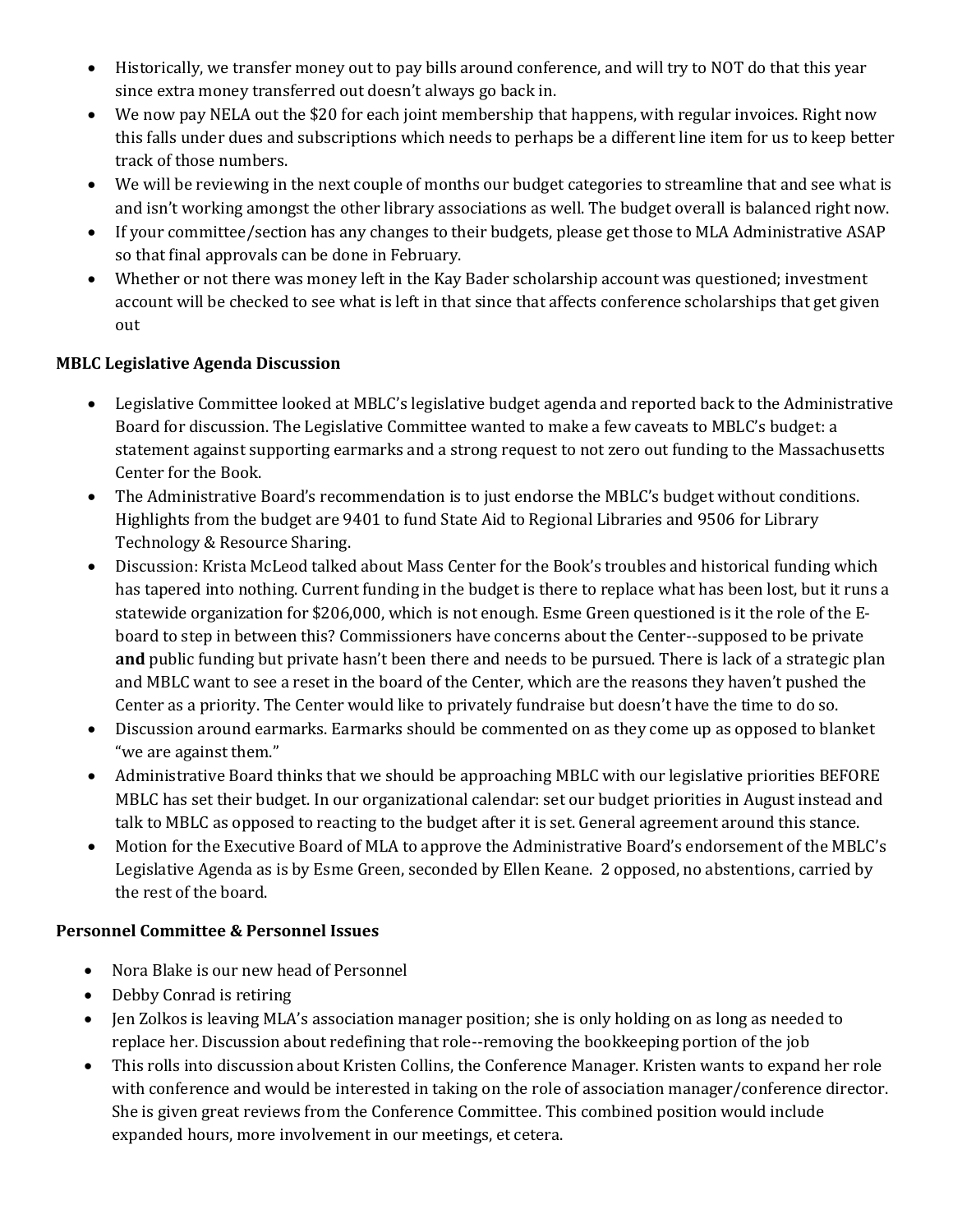- Historically, we transfer money out to pay bills around conference, and will try to NOT do that this year since extra money transferred out doesn't always go back in.
- We now pay NELA out the $20 for each joint membership that happens, with regular invoices. Right now this falls under dues and subscriptions which needs to perhaps be a different line item for us to keep better track of those numbers.
- We will be reviewing in the next couple of months our budget categories to streamline that and see what is and isn't working amongst the other library associations as well. The budget overall is balanced right now.
- If your committee/section has any changes to their budgets, please get those to MLA Administrative ASAP so that final approvals can be done in February.
- Whether or not there was money left in the Kay Bader scholarship account was questioned; investment account will be checked to see what is left in that since that affects conference scholarships that get given out

**MBLC Legislative Agenda Discussion**

- Legislative Committee looked at MBLC's legislative budget agenda and reported back to the Administrative Board for discussion. The Legislative Committee wanted to make a few caveats to MBLC's budget: a statement against supporting earmarks and a strong request to not zero out funding to the Massachusetts Center for the Book.
- The Administrative Board's recommendation is to just endorse the MBLC's budget without conditions. Highlights from the budget are 9401 to fund State Aid to Regional Libraries and 9506 for Library Technology & Resource Sharing.
- Discussion: Krista McLeod talked about Mass Center for the Book's troubles and historical funding which has tapered into nothing. Current funding in the budget is there to replace what has been lost, but it runs a statewide organization for $206,000, which is not enough. Esme Green questioned is it the role of the E-board to step in between this? Commissioners have concerns about the Center--supposed to be private **and** public funding but private hasn't been there and needs to be pursued. There is lack of a strategic plan and MBLC want to see a reset in the board of the Center, which are the reasons they haven't pushed the Center as a priority. The Center would like to privately fundraise but doesn't have the time to do so.
- Discussion around earmarks. Earmarks should be commented on as they come up as opposed to blanket "we are against them."
- Administrative Board thinks that we should be approaching MBLC with our legislative priorities BEFORE MBLC has set their budget. In our organizational calendar: set our budget priorities in August instead and talk to MBLC as opposed to reacting to the budget after it is set. General agreement around this stance.
- Motion for the Executive Board of MLA to approve the Administrative Board's endorsement of the MBLC's Legislative Agenda as is by Esme Green, seconded by Ellen Keane. 2 opposed, no abstentions, carried by the rest of the board.

**Personnel Committee & Personnel Issues**

- Nora Blake is our new head of Personnel
- Debby Conrad is retiring
- Jen Zolkos is leaving MLA's association manager position; she is only holding on as long as needed to replace her. Discussion about redefining that role--removing the bookkeeping portion of the job
- This rolls into discussion about Kristen Collins, the Conference Manager. Kristen wants to expand her role with conference and would be interested in taking on the role of association manager/conference director. She is given great reviews from the Conference Committee. This combined position would include expanded hours, more involvement in our meetings, et cetera.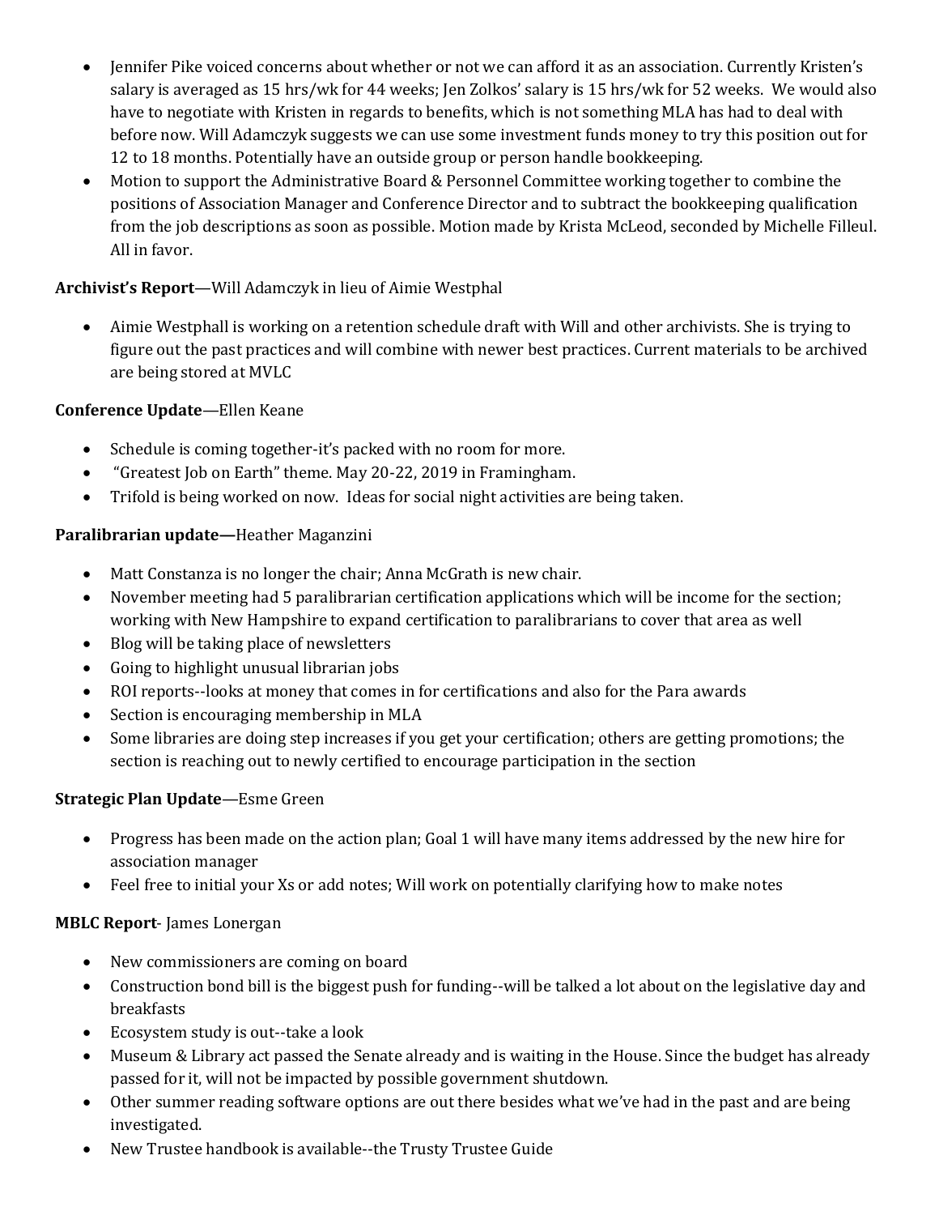- Jennifer Pike voiced concerns about whether or not we can afford it as an association. Currently Kristen's salary is averaged as 15 hrs/wk for 44 weeks; Jen Zolkos' salary is 15 hrs/wk for 52 weeks. We would also have to negotiate with Kristen in regards to benefits, which is not something MLA has had to deal with before now. Will Adamczyk suggests we can use some investment funds money to try this position out for 12 to 18 months. Potentially have an outside group or person handle bookkeeping.
- Motion to support the Administrative Board & Personnel Committee working together to combine the positions of Association Manager and Conference Director and to subtract the bookkeeping qualification from the job descriptions as soon as possible. Motion made by Krista McLeod, seconded by Michelle Filleul. All in favor.

**Archivist's Report**—Will Adamczyk in lieu of Aimie Westphal

- Aimie Westphall is working on a retention schedule draft with Will and other archivists. She is trying to figure out the past practices and will combine with newer best practices. Current materials to be archived are being stored at MVLC

**Conference Update**—Ellen Keane

- Schedule is coming together-it's packed with no room for more.
- "Greatest Job on Earth" theme. May 20-22, 2019 in Framingham.
- Trifold is being worked on now. Ideas for social night activities are being taken.

**Paralibrarian update—**Heather Maganzini

- Matt Constanza is no longer the chair; Anna McGrath is new chair.
- November meeting had 5 paralibrarian certification applications which will be income for the section; working with New Hampshire to expand certification to paralibrarians to cover that area as well
- Blog will be taking place of newsletters
- Going to highlight unusual librarian jobs
- ROI reports--looks at money that comes in for certifications and also for the Para awards
- Section is encouraging membership in MLA
- Some libraries are doing step increases if you get your certification; others are getting promotions; the section is reaching out to newly certified to encourage participation in the section

**Strategic Plan Update**—Esme Green

- Progress has been made on the action plan; Goal 1 will have many items addressed by the new hire for association manager
- Feel free to initial your Xs or add notes; Will work on potentially clarifying how to make notes

**MBLC Report**- James Lonergan

- New commissioners are coming on board
- Construction bond bill is the biggest push for funding--will be talked a lot about on the legislative day and breakfasts
- Ecosystem study is out--take a look
- Museum & Library act passed the Senate already and is waiting in the House. Since the budget has already passed for it, will not be impacted by possible government shutdown.
- Other summer reading software options are out there besides what we've had in the past and are being investigated.
- New Trustee handbook is available--the Trusty Trustee Guide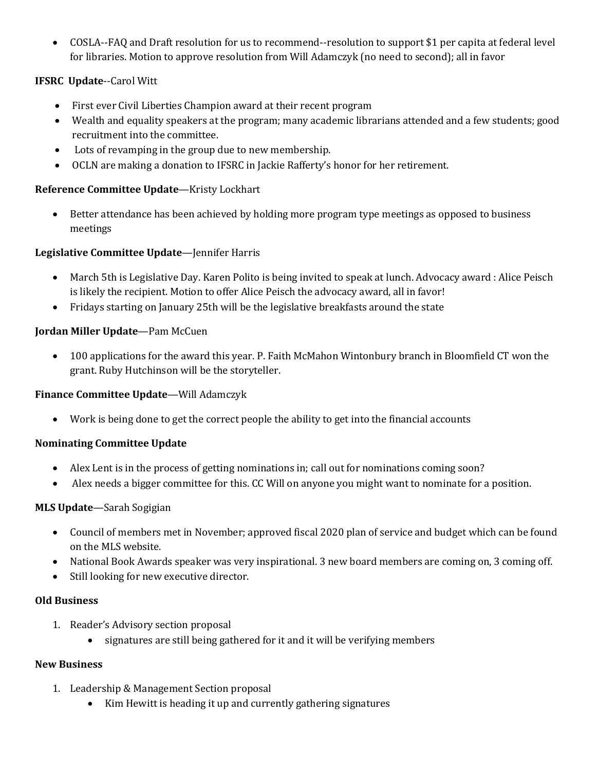- COSLA--FAQ and Draft resolution for us to recommend--resolution to support $1 per capita at federal level for libraries. Motion to approve resolution from Will Adamczyk (no need to second); all in favor

**IFSRC Update**--Carol Witt

- First ever Civil Liberties Champion award at their recent program
- Wealth and equality speakers at the program; many academic librarians attended and a few students; good recruitment into the committee.
- Lots of revamping in the group due to new membership.
- OCLN are making a donation to IFSRC in Jackie Rafferty's honor for her retirement.

**Reference Committee Update**—Kristy Lockhart

- Better attendance has been achieved by holding more program type meetings as opposed to business meetings

**Legislative Committee Update**—Jennifer Harris

- March 5th is Legislative Day. Karen Polito is being invited to speak at lunch. Advocacy award : Alice Peisch is likely the recipient. Motion to offer Alice Peisch the advocacy award, all in favor!
- Fridays starting on January 25th will be the legislative breakfasts around the state

**Jordan Miller Update**—Pam McCuen

- 100 applications for the award this year. P. Faith McMahon Wintonbury branch in Bloomfield CT won the grant. Ruby Hutchinson will be the storyteller.

**Finance Committee Update**—Will Adamczyk

- Work is being done to get the correct people the ability to get into the financial accounts

**Nominating Committee Update**

- Alex Lent is in the process of getting nominations in; call out for nominations coming soon?
- Alex needs a bigger committee for this. CC Will on anyone you might want to nominate for a position.

**MLS Update**—Sarah Sogigian

- Council of members met in November; approved fiscal 2020 plan of service and budget which can be found on the MLS website.
- National Book Awards speaker was very inspirational. 3 new board members are coming on, 3 coming off.
- Still looking for new executive director.

**Old Business**

1. Reader's Advisory section proposal
   - signatures are still being gathered for it and it will be verifying members

**New Business**

1. Leadership & Management Section proposal
   - Kim Hewitt is heading it up and currently gathering signatures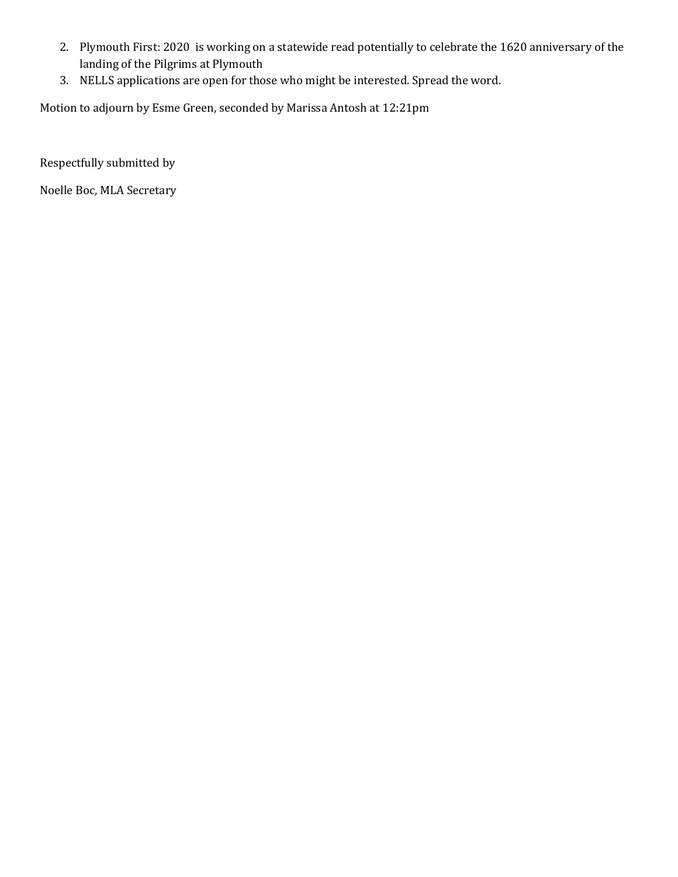2. Plymouth First: 2020 is working on a statewide read potentially to celebrate the 1620 anniversary of the landing of the Pilgrims at Plymouth
3. NELLS applications are open for those who might be interested. Spread the word.

Motion to adjourn by Esme Green, seconded by Marissa Antosh at 12:21pm

Respectfully submitted by

Noelle Boc, MLA Secretary